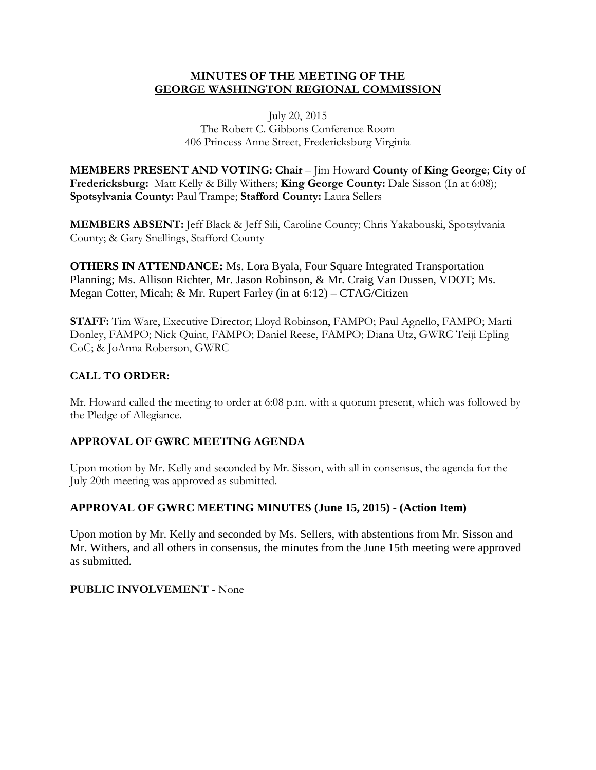# MINUTES OF THE MEETING OF THE GEORGE WASHINGTON REGIONAL COMMISSION

July 20, 2015
The Robert C. Gibbons Conference Room
406 Princess Anne Street, Fredericksburg Virginia

**MEMBERS PRESENT AND VOTING: Chair** – Jim Howard **County of King George**; **City of Fredericksburg:** Matt Kelly & Billy Withers; **King George County:** Dale Sisson (In at 6:08); **Spotsylvania County:** Paul Trampe; **Stafford County:** Laura Sellers

**MEMBERS ABSENT:** Jeff Black & Jeff Sili, Caroline County; Chris Yakabouski, Spotsylvania County; & Gary Snellings, Stafford County

**OTHERS IN ATTENDANCE:** Ms. Lora Byala, Four Square Integrated Transportation Planning; Ms. Allison Richter, Mr. Jason Robinson, & Mr. Craig Van Dussen, VDOT; Ms. Megan Cotter, Micah; & Mr. Rupert Farley (in at 6:12) – CTAG/Citizen

**STAFF:** Tim Ware, Executive Director; Lloyd Robinson, FAMPO; Paul Agnello, FAMPO; Marti Donley, FAMPO; Nick Quint, FAMPO; Daniel Reese, FAMPO; Diana Utz, GWRC Teiji Epling CoC; & JoAnna Roberson, GWRC

## CALL TO ORDER:

Mr. Howard called the meeting to order at 6:08 p.m. with a quorum present, which was followed by the Pledge of Allegiance.

## APPROVAL OF GWRC MEETING AGENDA

Upon motion by Mr. Kelly and seconded by Mr. Sisson, with all in consensus, the agenda for the July 20th meeting was approved as submitted.

## APPROVAL OF GWRC MEETING MINUTES (June 15, 2015) - (Action Item)

Upon motion by Mr. Kelly and seconded by Ms. Sellers, with abstentions from Mr. Sisson and Mr. Withers, and all others in consensus, the minutes from the June 15th meeting were approved as submitted.

**PUBLIC INVOLVEMENT** - None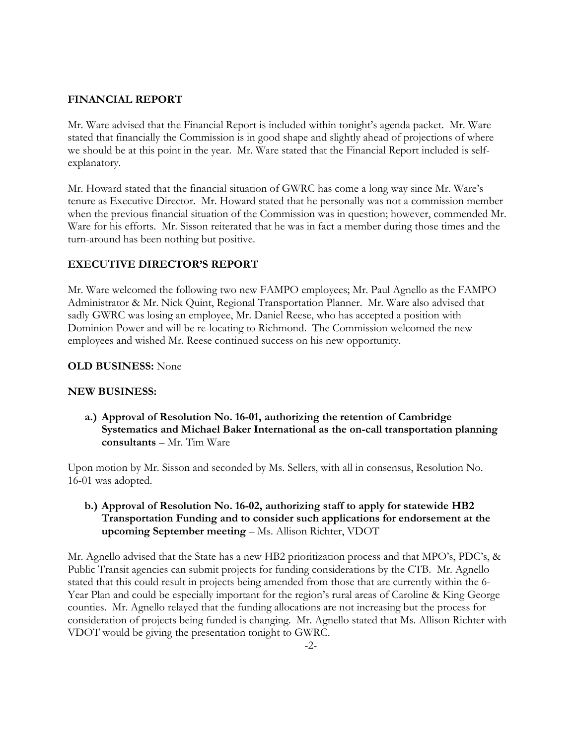## FINANCIAL REPORT

Mr. Ware advised that the Financial Report is included within tonight's agenda packet. Mr. Ware stated that financially the Commission is in good shape and slightly ahead of projections of where we should be at this point in the year. Mr. Ware stated that the Financial Report included is self-explanatory.

Mr. Howard stated that the financial situation of GWRC has come a long way since Mr. Ware's tenure as Executive Director. Mr. Howard stated that he personally was not a commission member when the previous financial situation of the Commission was in question; however, commended Mr. Ware for his efforts. Mr. Sisson reiterated that he was in fact a member during those times and the turn-around has been nothing but positive.

## EXECUTIVE DIRECTOR'S REPORT

Mr. Ware welcomed the following two new FAMPO employees; Mr. Paul Agnello as the FAMPO Administrator & Mr. Nick Quint, Regional Transportation Planner. Mr. Ware also advised that sadly GWRC was losing an employee, Mr. Daniel Reese, who has accepted a position with Dominion Power and will be re-locating to Richmond. The Commission welcomed the new employees and wished Mr. Reese continued success on his new opportunity.

**OLD BUSINESS:** None

**NEW BUSINESS:**

**a.) Approval of Resolution No. 16-01, authorizing the retention of Cambridge Systematics and Michael Baker International as the on-call transportation planning consultants** – Mr. Tim Ware

Upon motion by Mr. Sisson and seconded by Ms. Sellers, with all in consensus, Resolution No. 16-01 was adopted.

**b.) Approval of Resolution No. 16-02, authorizing staff to apply for statewide HB2 Transportation Funding and to consider such applications for endorsement at the upcoming September meeting** – Ms. Allison Richter, VDOT

Mr. Agnello advised that the State has a new HB2 prioritization process and that MPO's, PDC's, & Public Transit agencies can submit projects for funding considerations by the CTB. Mr. Agnello stated that this could result in projects being amended from those that are currently within the 6-Year Plan and could be especially important for the region's rural areas of Caroline & King George counties. Mr. Agnello relayed that the funding allocations are not increasing but the process for consideration of projects being funded is changing. Mr. Agnello stated that Ms. Allison Richter with VDOT would be giving the presentation tonight to GWRC.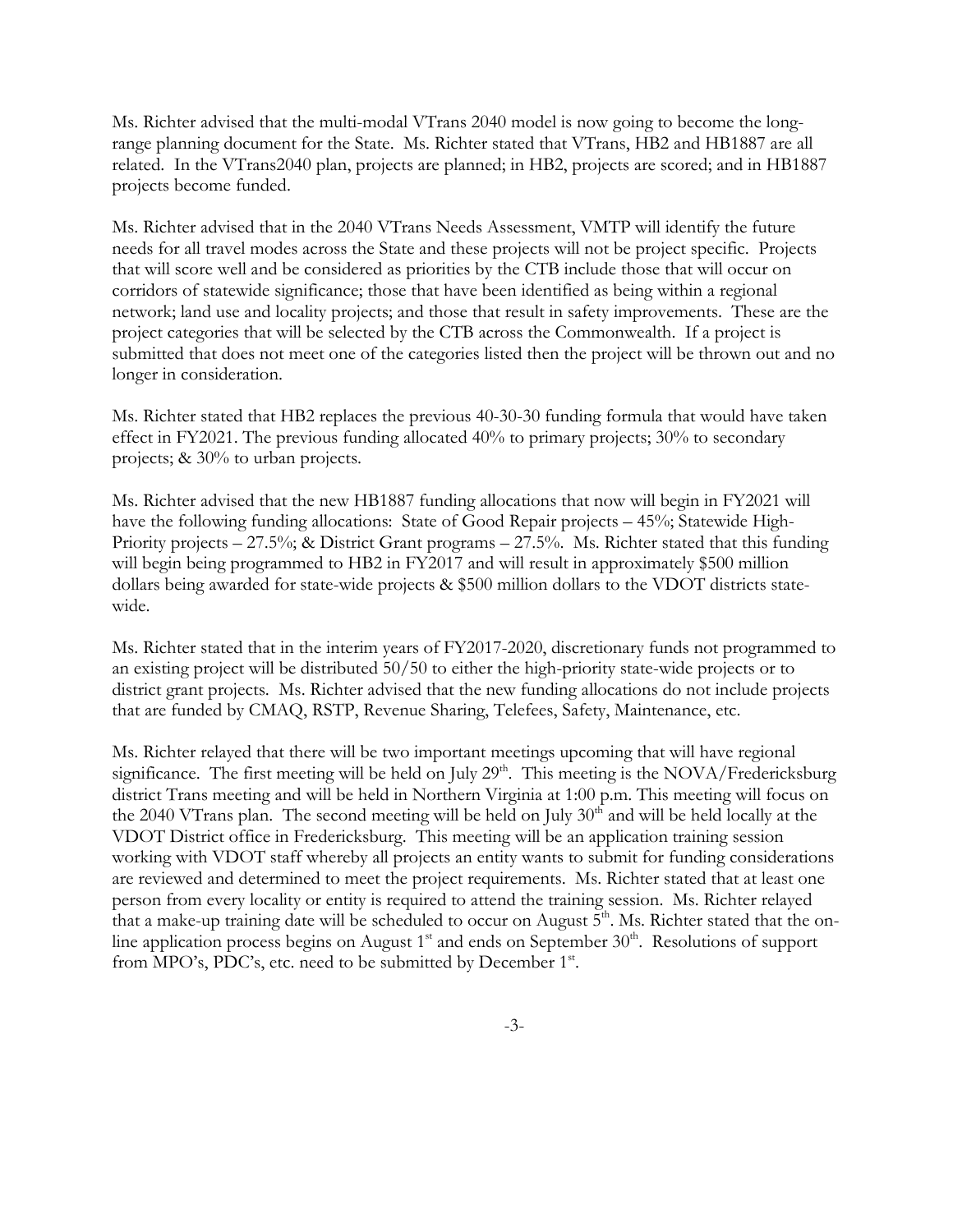Ms. Richter advised that the multi-modal VTrans 2040 model is now going to become the long-range planning document for the State. Ms. Richter stated that VTrans, HB2 and HB1887 are all related. In the VTrans2040 plan, projects are planned; in HB2, projects are scored; and in HB1887 projects become funded.

Ms. Richter advised that in the 2040 VTrans Needs Assessment, VMTP will identify the future needs for all travel modes across the State and these projects will not be project specific. Projects that will score well and be considered as priorities by the CTB include those that will occur on corridors of statewide significance; those that have been identified as being within a regional network; land use and locality projects; and those that result in safety improvements. These are the project categories that will be selected by the CTB across the Commonwealth. If a project is submitted that does not meet one of the categories listed then the project will be thrown out and no longer in consideration.

Ms. Richter stated that HB2 replaces the previous 40-30-30 funding formula that would have taken effect in FY2021. The previous funding allocated 40% to primary projects; 30% to secondary projects; & 30% to urban projects.

Ms. Richter advised that the new HB1887 funding allocations that now will begin in FY2021 will have the following funding allocations: State of Good Repair projects – 45%; Statewide High-Priority projects – 27.5%; & District Grant programs – 27.5%. Ms. Richter stated that this funding will begin being programmed to HB2 in FY2017 and will result in approximately $500 million dollars being awarded for state-wide projects & $500 million dollars to the VDOT districts state-wide.

Ms. Richter stated that in the interim years of FY2017-2020, discretionary funds not programmed to an existing project will be distributed 50/50 to either the high-priority state-wide projects or to district grant projects. Ms. Richter advised that the new funding allocations do not include projects that are funded by CMAQ, RSTP, Revenue Sharing, Telefees, Safety, Maintenance, etc.

Ms. Richter relayed that there will be two important meetings upcoming that will have regional significance. The first meeting will be held on July 29th. This meeting is the NOVA/Fredericksburg district Trans meeting and will be held in Northern Virginia at 1:00 p.m. This meeting will focus on the 2040 VTrans plan. The second meeting will be held on July 30th and will be held locally at the VDOT District office in Fredericksburg. This meeting will be an application training session working with VDOT staff whereby all projects an entity wants to submit for funding considerations are reviewed and determined to meet the project requirements. Ms. Richter stated that at least one person from every locality or entity is required to attend the training session. Ms. Richter relayed that a make-up training date will be scheduled to occur on August 5th. Ms. Richter stated that the on-line application process begins on August 1st and ends on September 30th. Resolutions of support from MPO's, PDC's, etc. need to be submitted by December 1st.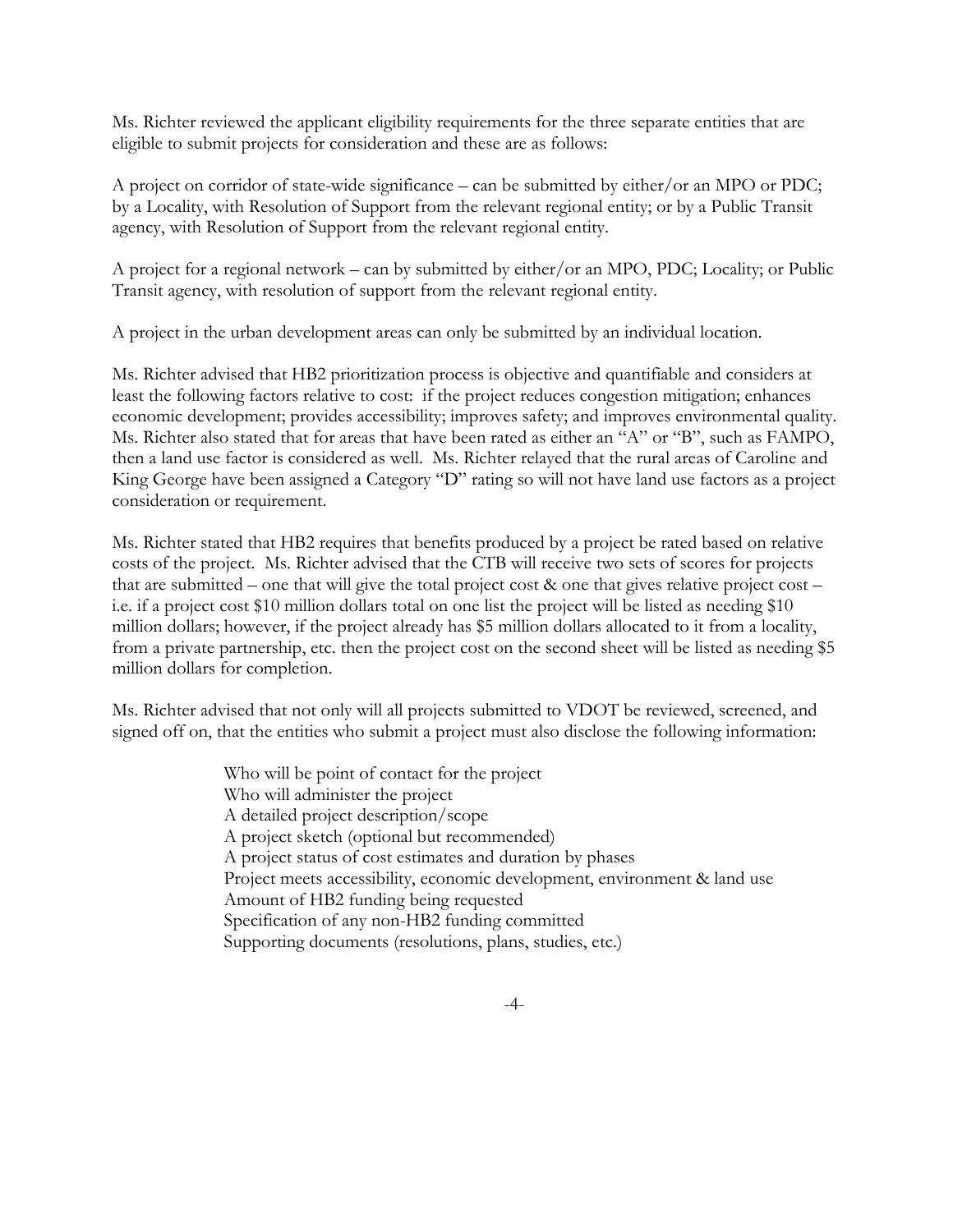Ms. Richter reviewed the applicant eligibility requirements for the three separate entities that are eligible to submit projects for consideration and these are as follows:

A project on corridor of state-wide significance – can be submitted by either/or an MPO or PDC; by a Locality, with Resolution of Support from the relevant regional entity; or by a Public Transit agency, with Resolution of Support from the relevant regional entity.

A project for a regional network – can by submitted by either/or an MPO, PDC; Locality; or Public Transit agency, with resolution of support from the relevant regional entity.

A project in the urban development areas can only be submitted by an individual location.

Ms. Richter advised that HB2 prioritization process is objective and quantifiable and considers at least the following factors relative to cost: if the project reduces congestion mitigation; enhances economic development; provides accessibility; improves safety; and improves environmental quality. Ms. Richter also stated that for areas that have been rated as either an "A" or "B", such as FAMPO, then a land use factor is considered as well. Ms. Richter relayed that the rural areas of Caroline and King George have been assigned a Category "D" rating so will not have land use factors as a project consideration or requirement.

Ms. Richter stated that HB2 requires that benefits produced by a project be rated based on relative costs of the project. Ms. Richter advised that the CTB will receive two sets of scores for projects that are submitted – one that will give the total project cost & one that gives relative project cost – i.e. if a project cost $10 million dollars total on one list the project will be listed as needing $10 million dollars; however, if the project already has $5 million dollars allocated to it from a locality, from a private partnership, etc. then the project cost on the second sheet will be listed as needing $5 million dollars for completion.

Ms. Richter advised that not only will all projects submitted to VDOT be reviewed, screened, and signed off on, that the entities who submit a project must also disclose the following information:

- Who will be point of contact for the project
- Who will administer the project
- A detailed project description/scope
- A project sketch (optional but recommended)
- A project status of cost estimates and duration by phases
- Project meets accessibility, economic development, environment & land use
- Amount of HB2 funding being requested
- Specification of any non-HB2 funding committed
- Supporting documents (resolutions, plans, studies, etc.)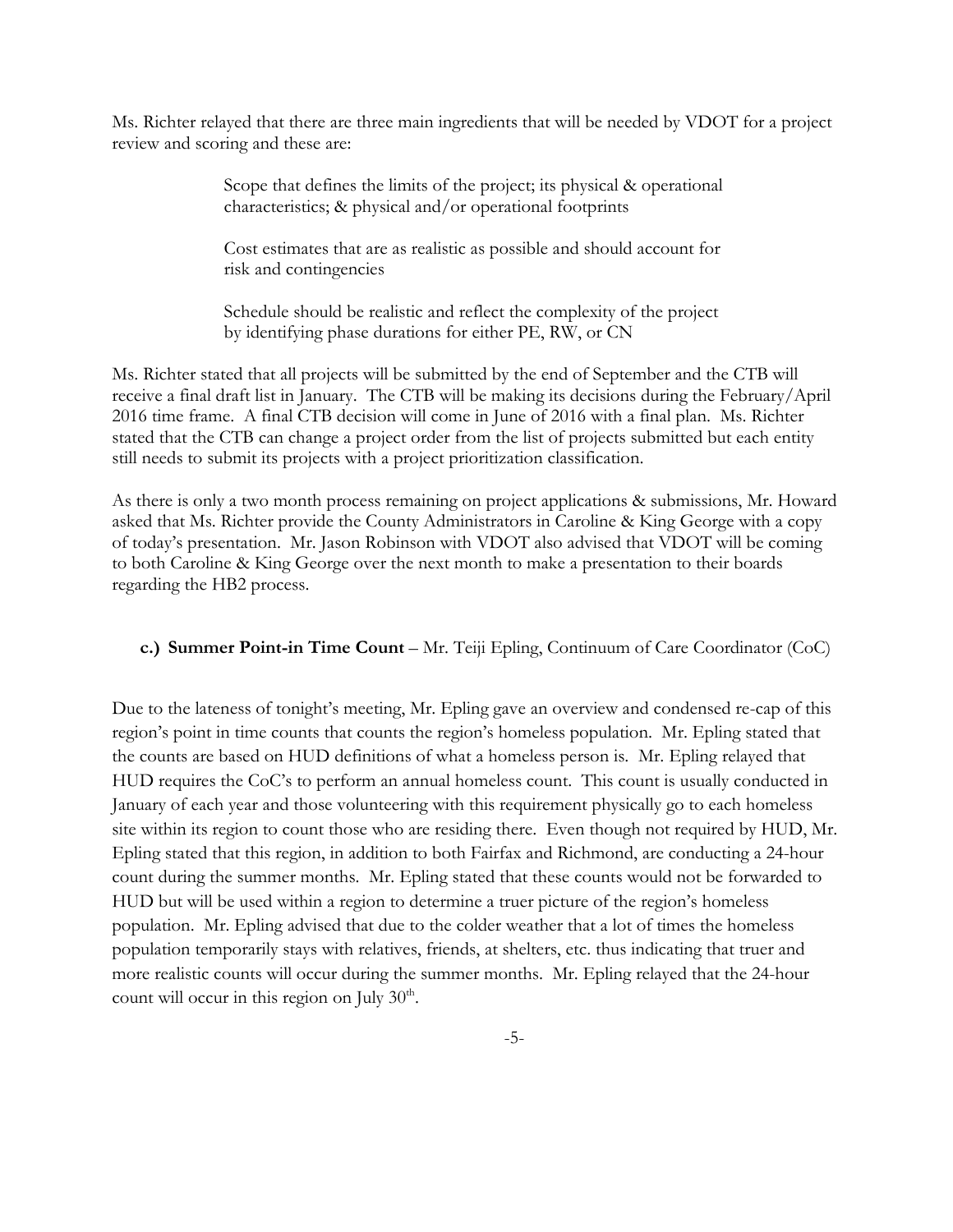Ms. Richter relayed that there are three main ingredients that will be needed by VDOT for a project review and scoring and these are:

> Scope that defines the limits of the project; its physical & operational characteristics; & physical and/or operational footprints
>
> Cost estimates that are as realistic as possible and should account for risk and contingencies
>
> Schedule should be realistic and reflect the complexity of the project by identifying phase durations for either PE, RW, or CN

Ms. Richter stated that all projects will be submitted by the end of September and the CTB will receive a final draft list in January. The CTB will be making its decisions during the February/April 2016 time frame. A final CTB decision will come in June of 2016 with a final plan. Ms. Richter stated that the CTB can change a project order from the list of projects submitted but each entity still needs to submit its projects with a project prioritization classification.

As there is only a two month process remaining on project applications & submissions, Mr. Howard asked that Ms. Richter provide the County Administrators in Caroline & King George with a copy of today's presentation. Mr. Jason Robinson with VDOT also advised that VDOT will be coming to both Caroline & King George over the next month to make a presentation to their boards regarding the HB2 process.

**c.) Summer Point-in Time Count** – Mr. Teiji Epling, Continuum of Care Coordinator (CoC)

Due to the lateness of tonight's meeting, Mr. Epling gave an overview and condensed re-cap of this region's point in time counts that counts the region's homeless population. Mr. Epling stated that the counts are based on HUD definitions of what a homeless person is. Mr. Epling relayed that HUD requires the CoC's to perform an annual homeless count. This count is usually conducted in January of each year and those volunteering with this requirement physically go to each homeless site within its region to count those who are residing there. Even though not required by HUD, Mr. Epling stated that this region, in addition to both Fairfax and Richmond, are conducting a 24-hour count during the summer months. Mr. Epling stated that these counts would not be forwarded to HUD but will be used within a region to determine a truer picture of the region's homeless population. Mr. Epling advised that due to the colder weather that a lot of times the homeless population temporarily stays with relatives, friends, at shelters, etc. thus indicating that truer and more realistic counts will occur during the summer months. Mr. Epling relayed that the 24-hour count will occur in this region on July 30th.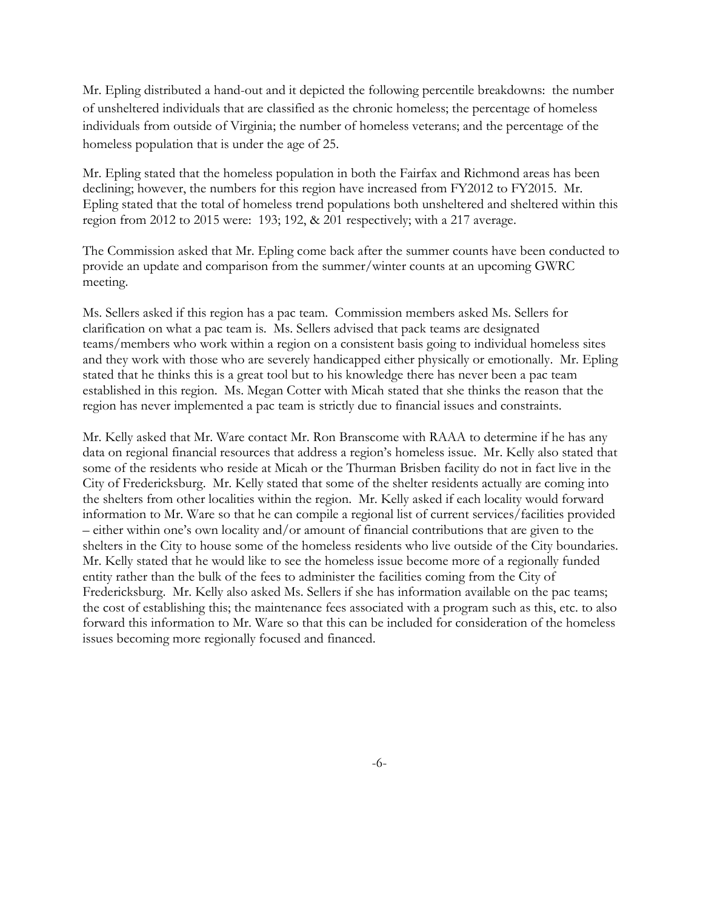Mr. Epling distributed a hand-out and it depicted the following percentile breakdowns: the number of unsheltered individuals that are classified as the chronic homeless; the percentage of homeless individuals from outside of Virginia; the number of homeless veterans; and the percentage of the homeless population that is under the age of 25.

Mr. Epling stated that the homeless population in both the Fairfax and Richmond areas has been declining; however, the numbers for this region have increased from FY2012 to FY2015. Mr. Epling stated that the total of homeless trend populations both unsheltered and sheltered within this region from 2012 to 2015 were: 193; 192, & 201 respectively; with a 217 average.

The Commission asked that Mr. Epling come back after the summer counts have been conducted to provide an update and comparison from the summer/winter counts at an upcoming GWRC meeting.

Ms. Sellers asked if this region has a pac team. Commission members asked Ms. Sellers for clarification on what a pac team is. Ms. Sellers advised that pack teams are designated teams/members who work within a region on a consistent basis going to individual homeless sites and they work with those who are severely handicapped either physically or emotionally. Mr. Epling stated that he thinks this is a great tool but to his knowledge there has never been a pac team established in this region. Ms. Megan Cotter with Micah stated that she thinks the reason that the region has never implemented a pac team is strictly due to financial issues and constraints.

Mr. Kelly asked that Mr. Ware contact Mr. Ron Branscome with RAAA to determine if he has any data on regional financial resources that address a region's homeless issue. Mr. Kelly also stated that some of the residents who reside at Micah or the Thurman Brisben facility do not in fact live in the City of Fredericksburg. Mr. Kelly stated that some of the shelter residents actually are coming into the shelters from other localities within the region. Mr. Kelly asked if each locality would forward information to Mr. Ware so that he can compile a regional list of current services/facilities provided – either within one's own locality and/or amount of financial contributions that are given to the shelters in the City to house some of the homeless residents who live outside of the City boundaries. Mr. Kelly stated that he would like to see the homeless issue become more of a regionally funded entity rather than the bulk of the fees to administer the facilities coming from the City of Fredericksburg. Mr. Kelly also asked Ms. Sellers if she has information available on the pac teams; the cost of establishing this; the maintenance fees associated with a program such as this, etc. to also forward this information to Mr. Ware so that this can be included for consideration of the homeless issues becoming more regionally focused and financed.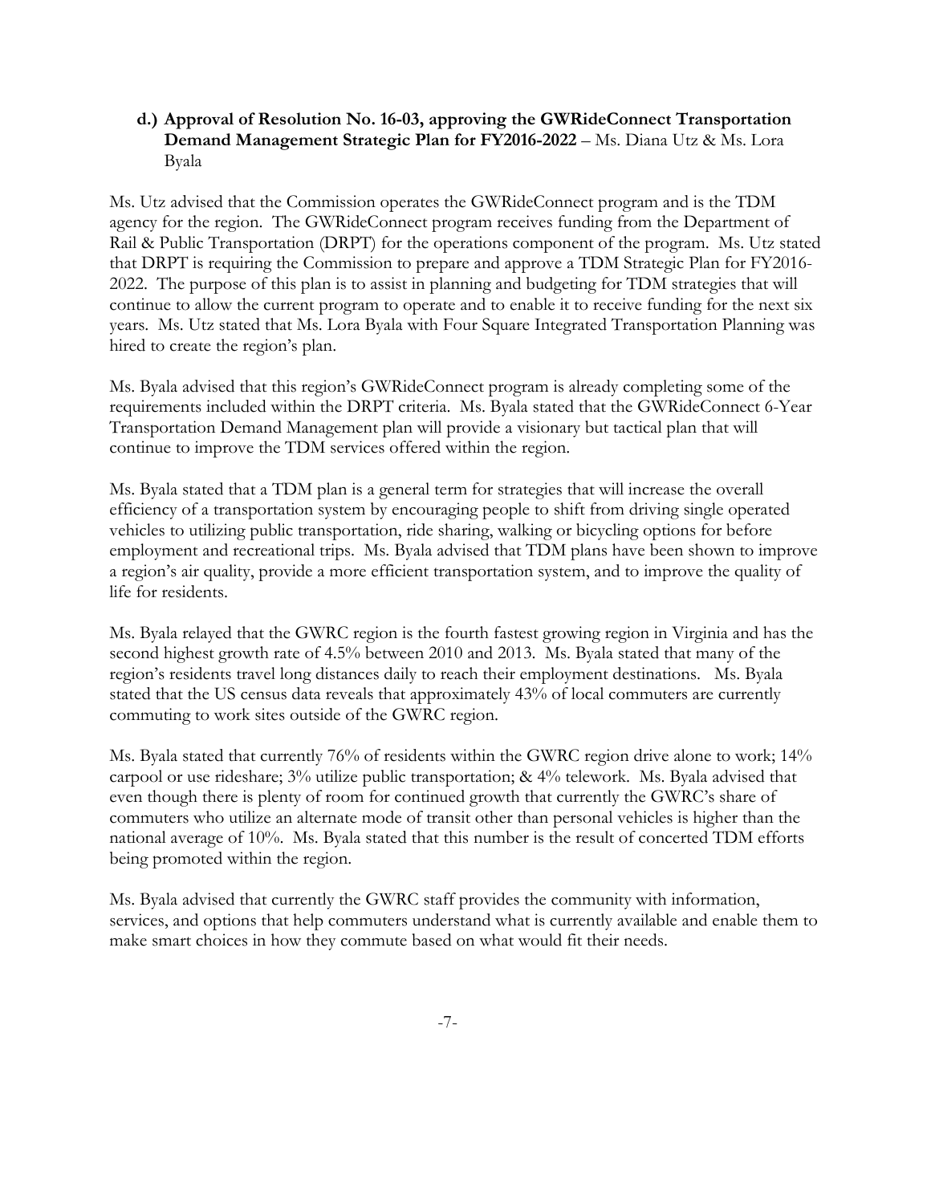**d.) Approval of Resolution No. 16-03, approving the GWRideConnect Transportation Demand Management Strategic Plan for FY2016-2022** – Ms. Diana Utz & Ms. Lora Byala

Ms. Utz advised that the Commission operates the GWRideConnect program and is the TDM agency for the region. The GWRideConnect program receives funding from the Department of Rail & Public Transportation (DRPT) for the operations component of the program. Ms. Utz stated that DRPT is requiring the Commission to prepare and approve a TDM Strategic Plan for FY2016-2022. The purpose of this plan is to assist in planning and budgeting for TDM strategies that will continue to allow the current program to operate and to enable it to receive funding for the next six years. Ms. Utz stated that Ms. Lora Byala with Four Square Integrated Transportation Planning was hired to create the region's plan.

Ms. Byala advised that this region's GWRideConnect program is already completing some of the requirements included within the DRPT criteria. Ms. Byala stated that the GWRideConnect 6-Year Transportation Demand Management plan will provide a visionary but tactical plan that will continue to improve the TDM services offered within the region.

Ms. Byala stated that a TDM plan is a general term for strategies that will increase the overall efficiency of a transportation system by encouraging people to shift from driving single operated vehicles to utilizing public transportation, ride sharing, walking or bicycling options for before employment and recreational trips. Ms. Byala advised that TDM plans have been shown to improve a region's air quality, provide a more efficient transportation system, and to improve the quality of life for residents.

Ms. Byala relayed that the GWRC region is the fourth fastest growing region in Virginia and has the second highest growth rate of 4.5% between 2010 and 2013. Ms. Byala stated that many of the region's residents travel long distances daily to reach their employment destinations. Ms. Byala stated that the US census data reveals that approximately 43% of local commuters are currently commuting to work sites outside of the GWRC region.

Ms. Byala stated that currently 76% of residents within the GWRC region drive alone to work; 14% carpool or use rideshare; 3% utilize public transportation; & 4% telework. Ms. Byala advised that even though there is plenty of room for continued growth that currently the GWRC's share of commuters who utilize an alternate mode of transit other than personal vehicles is higher than the national average of 10%. Ms. Byala stated that this number is the result of concerted TDM efforts being promoted within the region.

Ms. Byala advised that currently the GWRC staff provides the community with information, services, and options that help commuters understand what is currently available and enable them to make smart choices in how they commute based on what would fit their needs.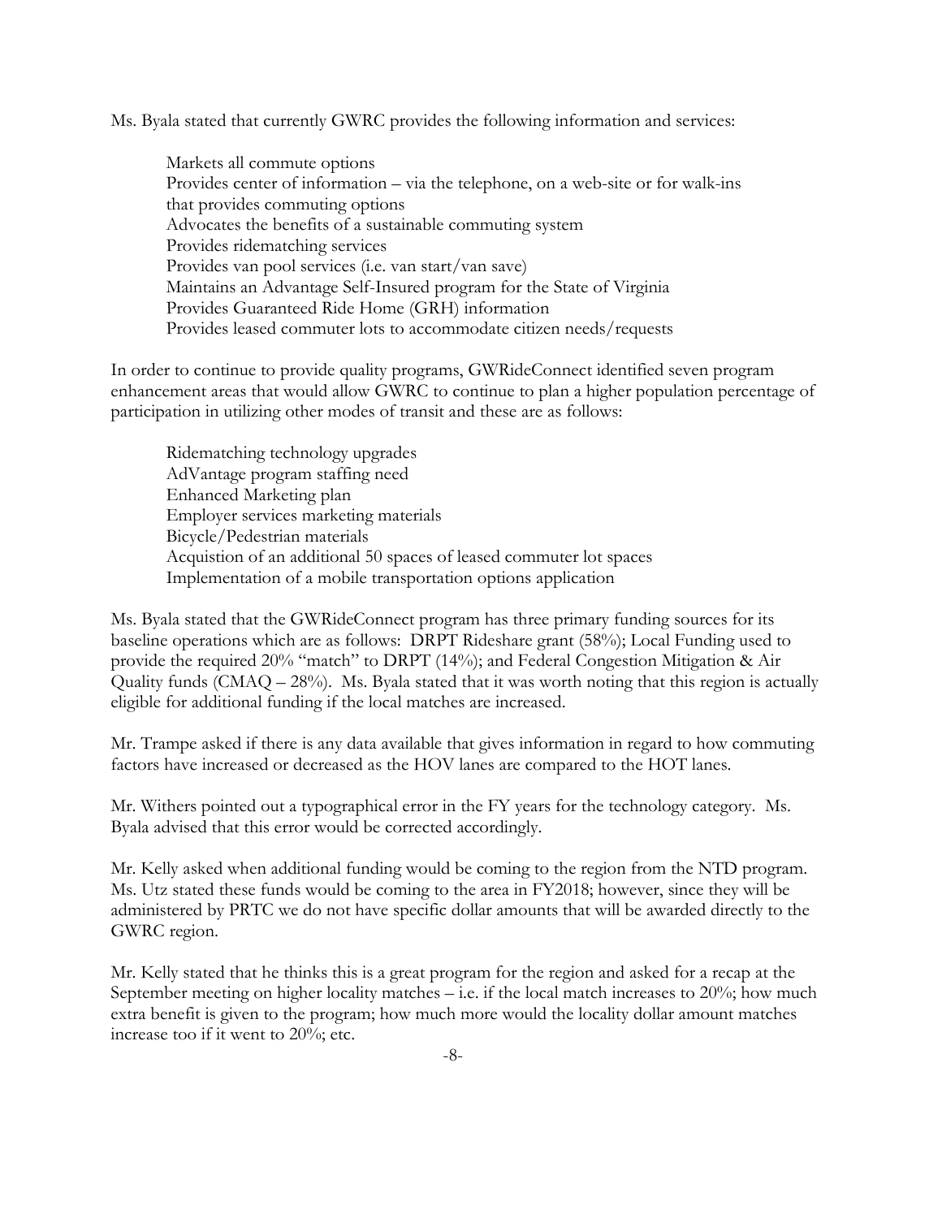Ms. Byala stated that currently GWRC provides the following information and services:

- Markets all commute options
- Provides center of information – via the telephone, on a web-site or for walk-ins that provides commuting options
- Advocates the benefits of a sustainable commuting system
- Provides ridematching services
- Provides van pool services (i.e. van start/van save)
- Maintains an Advantage Self-Insured program for the State of Virginia
- Provides Guaranteed Ride Home (GRH) information
- Provides leased commuter lots to accommodate citizen needs/requests

In order to continue to provide quality programs, GWRideConnect identified seven program enhancement areas that would allow GWRC to continue to plan a higher population percentage of participation in utilizing other modes of transit and these are as follows:

- Ridematching technology upgrades
- AdVantage program staffing need
- Enhanced Marketing plan
- Employer services marketing materials
- Bicycle/Pedestrian materials
- Acquistion of an additional 50 spaces of leased commuter lot spaces
- Implementation of a mobile transportation options application

Ms. Byala stated that the GWRideConnect program has three primary funding sources for its baseline operations which are as follows: DRPT Rideshare grant (58%); Local Funding used to provide the required 20% "match" to DRPT (14%); and Federal Congestion Mitigation & Air Quality funds (CMAQ – 28%). Ms. Byala stated that it was worth noting that this region is actually eligible for additional funding if the local matches are increased.

Mr. Trampe asked if there is any data available that gives information in regard to how commuting factors have increased or decreased as the HOV lanes are compared to the HOT lanes.

Mr. Withers pointed out a typographical error in the FY years for the technology category. Ms. Byala advised that this error would be corrected accordingly.

Mr. Kelly asked when additional funding would be coming to the region from the NTD program. Ms. Utz stated these funds would be coming to the area in FY2018; however, since they will be administered by PRTC we do not have specific dollar amounts that will be awarded directly to the GWRC region.

Mr. Kelly stated that he thinks this is a great program for the region and asked for a recap at the September meeting on higher locality matches – i.e. if the local match increases to 20%; how much extra benefit is given to the program; how much more would the locality dollar amount matches increase too if it went to 20%; etc.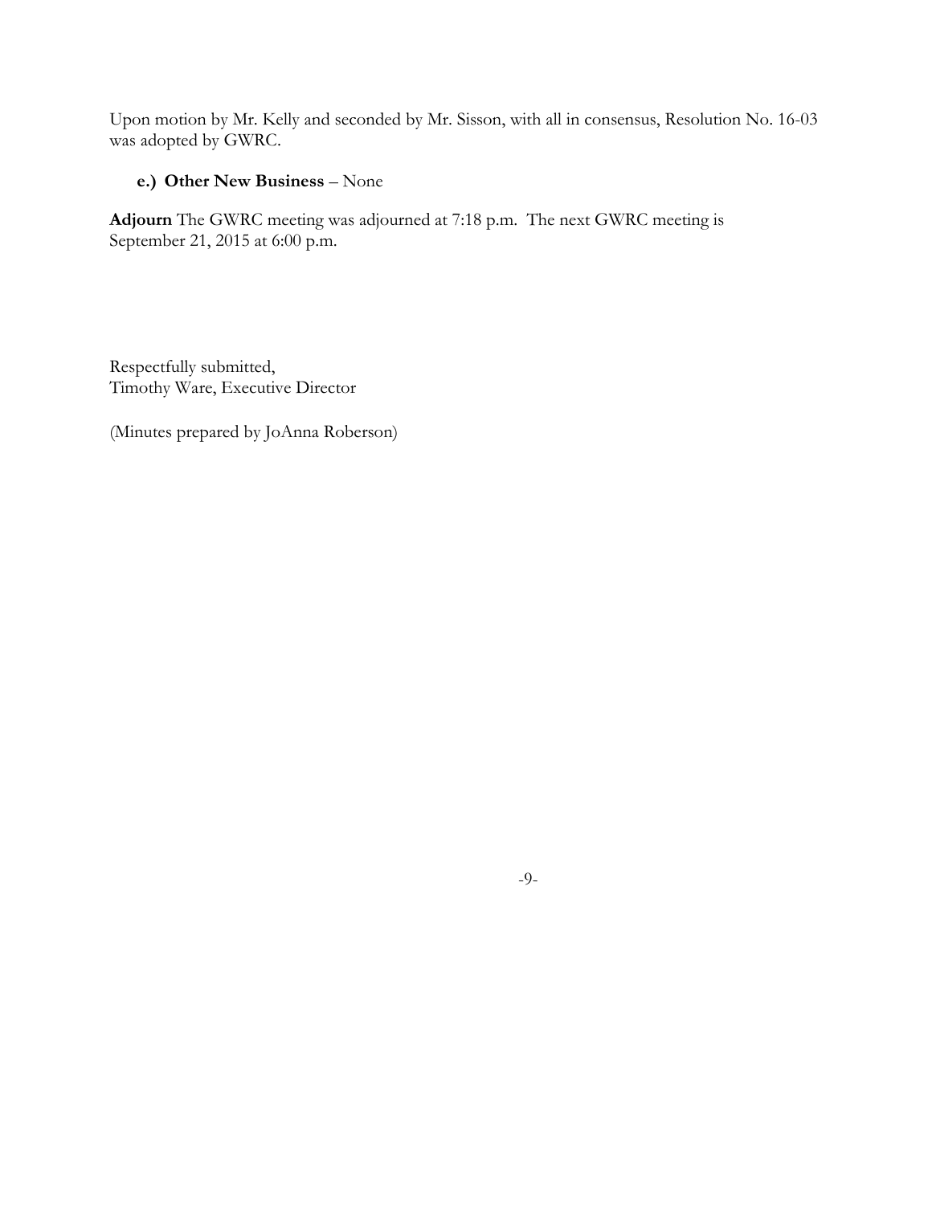Upon motion by Mr. Kelly and seconded by Mr. Sisson, with all in consensus, Resolution No. 16-03 was adopted by GWRC.

**e.) Other New Business** – None

**Adjourn** The GWRC meeting was adjourned at 7:18 p.m. The next GWRC meeting is September 21, 2015 at 6:00 p.m.

Respectfully submitted,
Timothy Ware, Executive Director

(Minutes prepared by JoAnna Roberson)